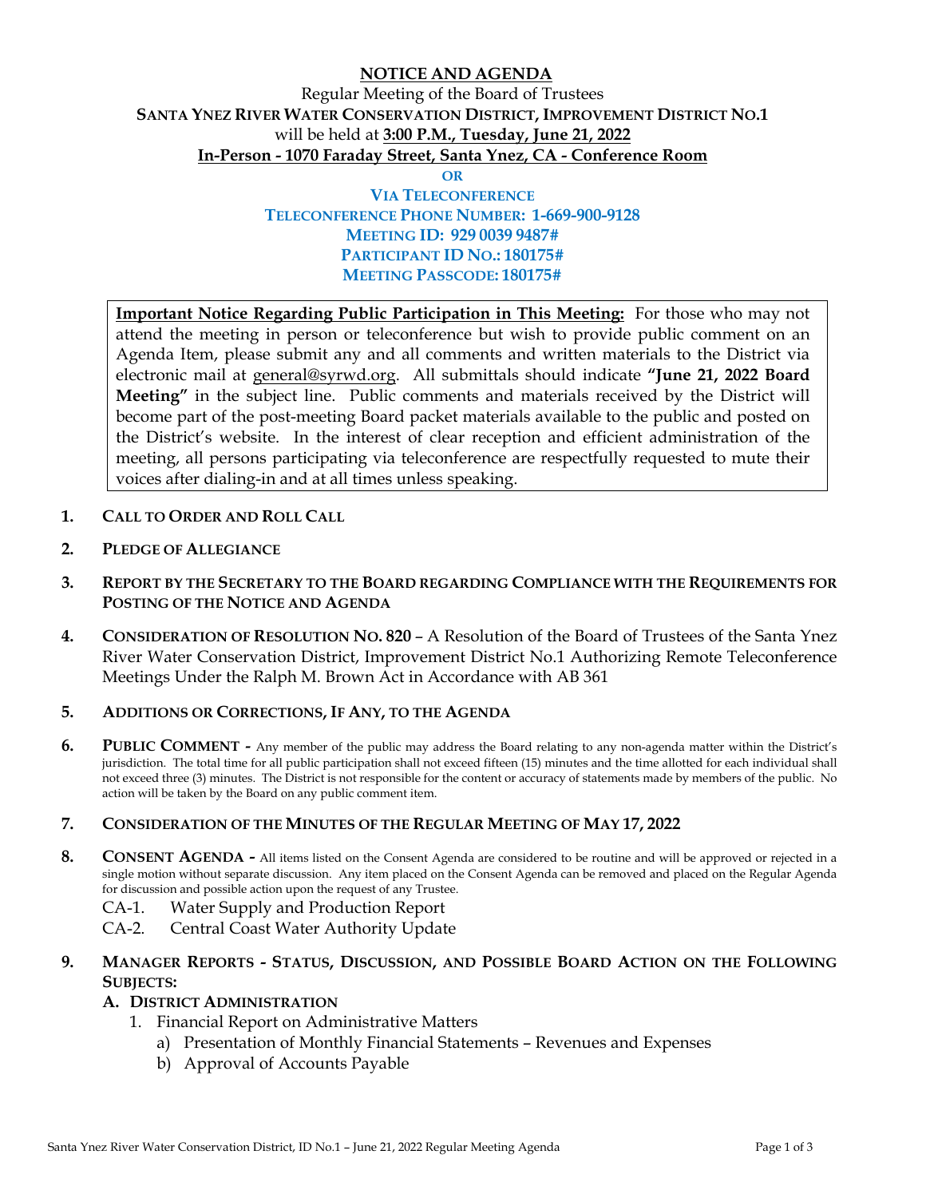# NOTICE AND AGENDA

Regular Meeting of the Board of Trustees

**SANTA YNEZ RIVER WATER CONSERVATION DISTRICT, IMPROVEMENT DISTRICT NO.1**

will be held at **3:00 P.M., Tuesday, June 21, 2022**

**In-Person - 1070 Faraday Street, Santa Ynez, CA - Conference Room**

**OR**

**VIA TELECONFERENCE**

**TELECONFERENCE PHONE NUMBER: 1-669-900-9128**

**MEETING ID: 929 0039 9487#**

**PARTICIPANT ID NO.: 180175#**

**MEETING PASSCODE: 180175#**

**Important Notice Regarding Public Participation in This Meeting:** For those who may not attend the meeting in person or teleconference but wish to provide public comment on an Agenda Item, please submit any and all comments and written materials to the District via electronic mail at general@syrwd.org. All submittals should indicate **"June 21, 2022 Board Meeting"** in the subject line. Public comments and materials received by the District will become part of the post-meeting Board packet materials available to the public and posted on the District's website. In the interest of clear reception and efficient administration of the meeting, all persons participating via teleconference are respectfully requested to mute their voices after dialing-in and at all times unless speaking.

1. **CALL TO ORDER AND ROLL CALL**

2. **PLEDGE OF ALLEGIANCE**

3. **REPORT BY THE SECRETARY TO THE BOARD REGARDING COMPLIANCE WITH THE REQUIREMENTS FOR POSTING OF THE NOTICE AND AGENDA**

4. **CONSIDERATION OF RESOLUTION NO. 820** – A Resolution of the Board of Trustees of the Santa Ynez River Water Conservation District, Improvement District No.1 Authorizing Remote Teleconference Meetings Under the Ralph M. Brown Act in Accordance with AB 361

5. **ADDITIONS OR CORRECTIONS, IF ANY, TO THE AGENDA**

6. **PUBLIC COMMENT -** Any member of the public may address the Board relating to any non-agenda matter within the District's jurisdiction. The total time for all public participation shall not exceed fifteen (15) minutes and the time allotted for each individual shall not exceed three (3) minutes. The District is not responsible for the content or accuracy of statements made by members of the public. No action will be taken by the Board on any public comment item.

7. **CONSIDERATION OF THE MINUTES OF THE REGULAR MEETING OF MAY 17, 2022**

8. **CONSENT AGENDA -** All items listed on the Consent Agenda are considered to be routine and will be approved or rejected in a single motion without separate discussion. Any item placed on the Consent Agenda can be removed and placed on the Regular Agenda for discussion and possible action upon the request of any Trustee.
   - CA-1. Water Supply and Production Report
   - CA-2. Central Coast Water Authority Update

9. **MANAGER REPORTS - STATUS, DISCUSSION, AND POSSIBLE BOARD ACTION ON THE FOLLOWING SUBJECTS:**

   **A. DISTRICT ADMINISTRATION**

   1. Financial Report on Administrative Matters
      - a) Presentation of Monthly Financial Statements – Revenues and Expenses
      - b) Approval of Accounts Payable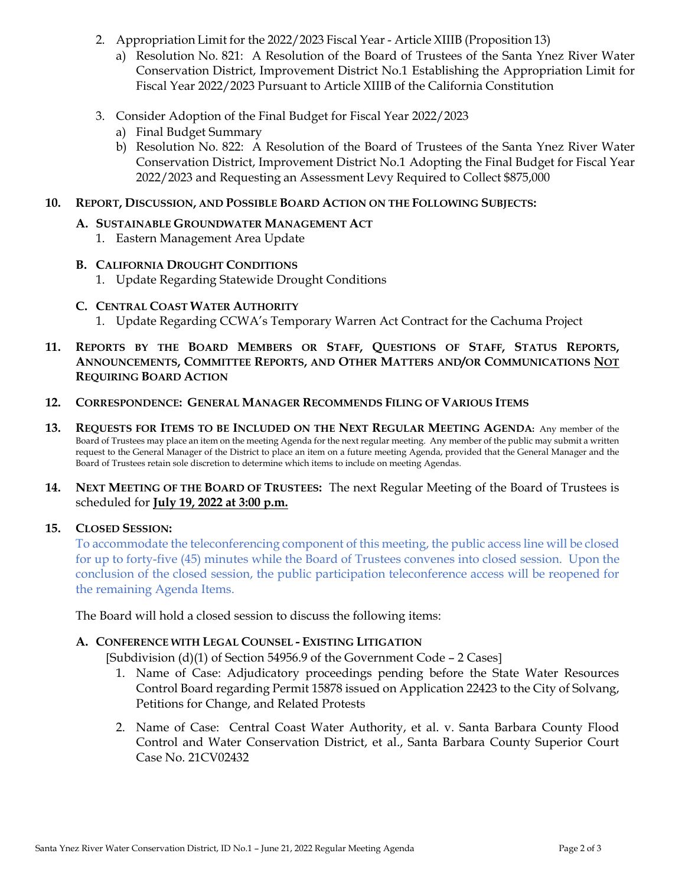2. Appropriation Limit for the 2022/2023 Fiscal Year - Article XIIIB (Proposition 13)
   a) Resolution No. 821: A Resolution of the Board of Trustees of the Santa Ynez River Water Conservation District, Improvement District No.1 Establishing the Appropriation Limit for Fiscal Year 2022/2023 Pursuant to Article XIIIB of the California Constitution

3. Consider Adoption of the Final Budget for Fiscal Year 2022/2023
   a) Final Budget Summary
   b) Resolution No. 822: A Resolution of the Board of Trustees of the Santa Ynez River Water Conservation District, Improvement District No.1 Adopting the Final Budget for Fiscal Year 2022/2023 and Requesting an Assessment Levy Required to Collect $875,000

**10. REPORT, DISCUSSION, AND POSSIBLE BOARD ACTION ON THE FOLLOWING SUBJECTS:**

**A. SUSTAINABLE GROUNDWATER MANAGEMENT ACT**

1. Eastern Management Area Update

**B. CALIFORNIA DROUGHT CONDITIONS**

1. Update Regarding Statewide Drought Conditions

**C. CENTRAL COAST WATER AUTHORITY**

1. Update Regarding CCWA's Temporary Warren Act Contract for the Cachuma Project

**11. REPORTS BY THE BOARD MEMBERS OR STAFF, QUESTIONS OF STAFF, STATUS REPORTS, ANNOUNCEMENTS, COMMITTEE REPORTS, AND OTHER MATTERS AND/OR COMMUNICATIONS NOT REQUIRING BOARD ACTION**

**12. CORRESPONDENCE: GENERAL MANAGER RECOMMENDS FILING OF VARIOUS ITEMS**

**13. REQUESTS FOR ITEMS TO BE INCLUDED ON THE NEXT REGULAR MEETING AGENDA**: Any member of the Board of Trustees may place an item on the meeting Agenda for the next regular meeting. Any member of the public may submit a written request to the General Manager of the District to place an item on a future meeting Agenda, provided that the General Manager and the Board of Trustees retain sole discretion to determine which items to include on meeting Agendas.

**14. NEXT MEETING OF THE BOARD OF TRUSTEES:** The next Regular Meeting of the Board of Trustees is scheduled for **July 19, 2022 at 3:00 p.m.**

**15. CLOSED SESSION:**

To accommodate the teleconferencing component of this meeting, the public access line will be closed for up to forty-five (45) minutes while the Board of Trustees convenes into closed session. Upon the conclusion of the closed session, the public participation teleconference access will be reopened for the remaining Agenda Items.

The Board will hold a closed session to discuss the following items:

**A. CONFERENCE WITH LEGAL COUNSEL - EXISTING LITIGATION**

[Subdivision (d)(1) of Section 54956.9 of the Government Code – 2 Cases]

1. Name of Case: Adjudicatory proceedings pending before the State Water Resources Control Board regarding Permit 15878 issued on Application 22423 to the City of Solvang, Petitions for Change, and Related Protests

2. Name of Case: Central Coast Water Authority, et al. v. Santa Barbara County Flood Control and Water Conservation District, et al., Santa Barbara County Superior Court Case No. 21CV02432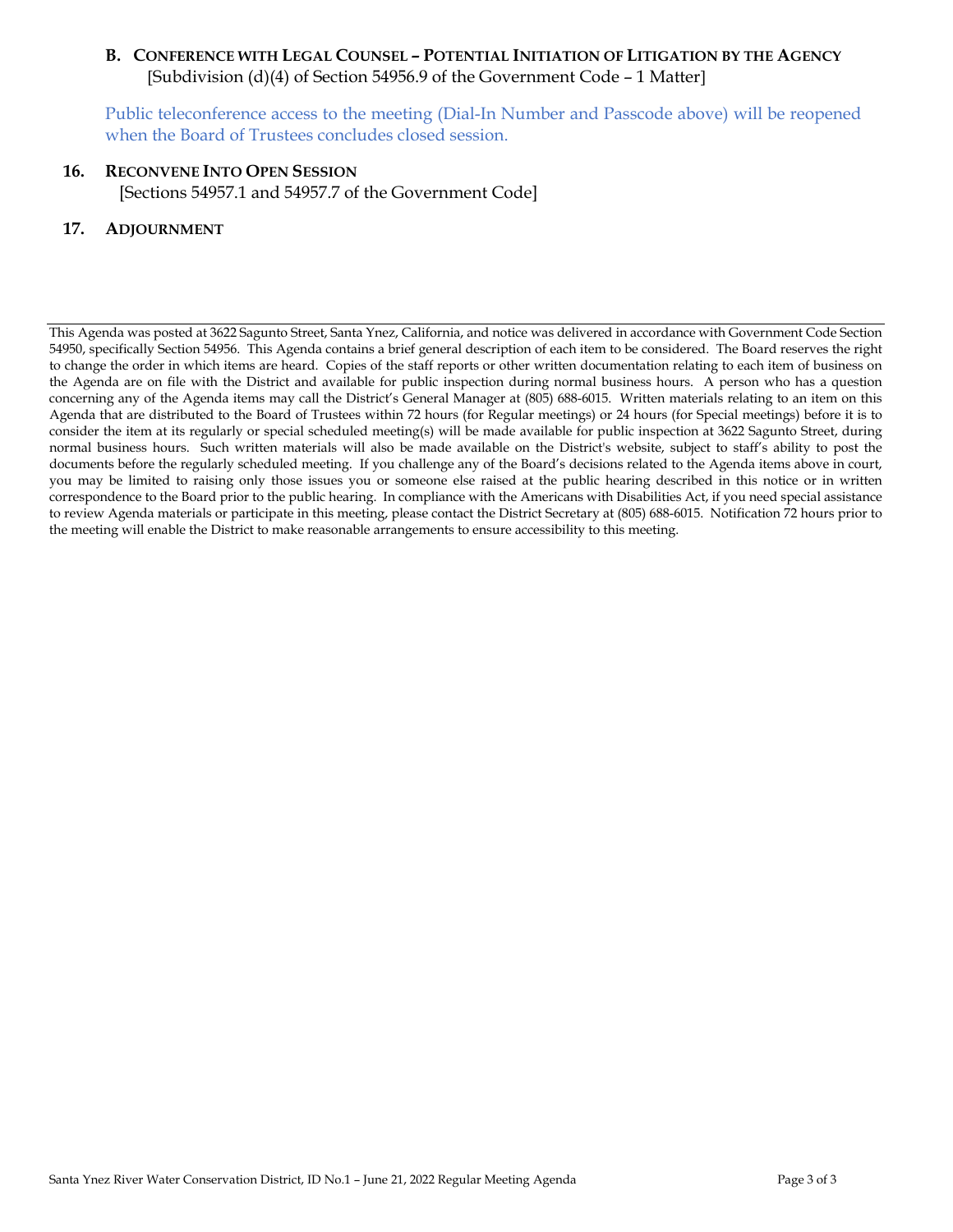**B. CONFERENCE WITH LEGAL COUNSEL – POTENTIAL INITIATION OF LITIGATION BY THE AGENCY**
[Subdivision (d)(4) of Section 54956.9 of the Government Code – 1 Matter]

Public teleconference access to the meeting (Dial-In Number and Passcode above) will be reopened when the Board of Trustees concludes closed session.

**16. RECONVENE INTO OPEN SESSION**
[Sections 54957.1 and 54957.7 of the Government Code]

**17. ADJOURNMENT**

---

This Agenda was posted at 3622 Sagunto Street, Santa Ynez, California, and notice was delivered in accordance with Government Code Section 54950, specifically Section 54956. This Agenda contains a brief general description of each item to be considered. The Board reserves the right to change the order in which items are heard. Copies of the staff reports or other written documentation relating to each item of business on the Agenda are on file with the District and available for public inspection during normal business hours. A person who has a question concerning any of the Agenda items may call the District's General Manager at (805) 688-6015. Written materials relating to an item on this Agenda that are distributed to the Board of Trustees within 72 hours (for Regular meetings) or 24 hours (for Special meetings) before it is to consider the item at its regularly or special scheduled meeting(s) will be made available for public inspection at 3622 Sagunto Street, during normal business hours. Such written materials will also be made available on the District's website, subject to staff's ability to post the documents before the regularly scheduled meeting. If you challenge any of the Board's decisions related to the Agenda items above in court, you may be limited to raising only those issues you or someone else raised at the public hearing described in this notice or in written correspondence to the Board prior to the public hearing. In compliance with the Americans with Disabilities Act, if you need special assistance to review Agenda materials or participate in this meeting, please contact the District Secretary at (805) 688-6015. Notification 72 hours prior to the meeting will enable the District to make reasonable arrangements to ensure accessibility to this meeting.